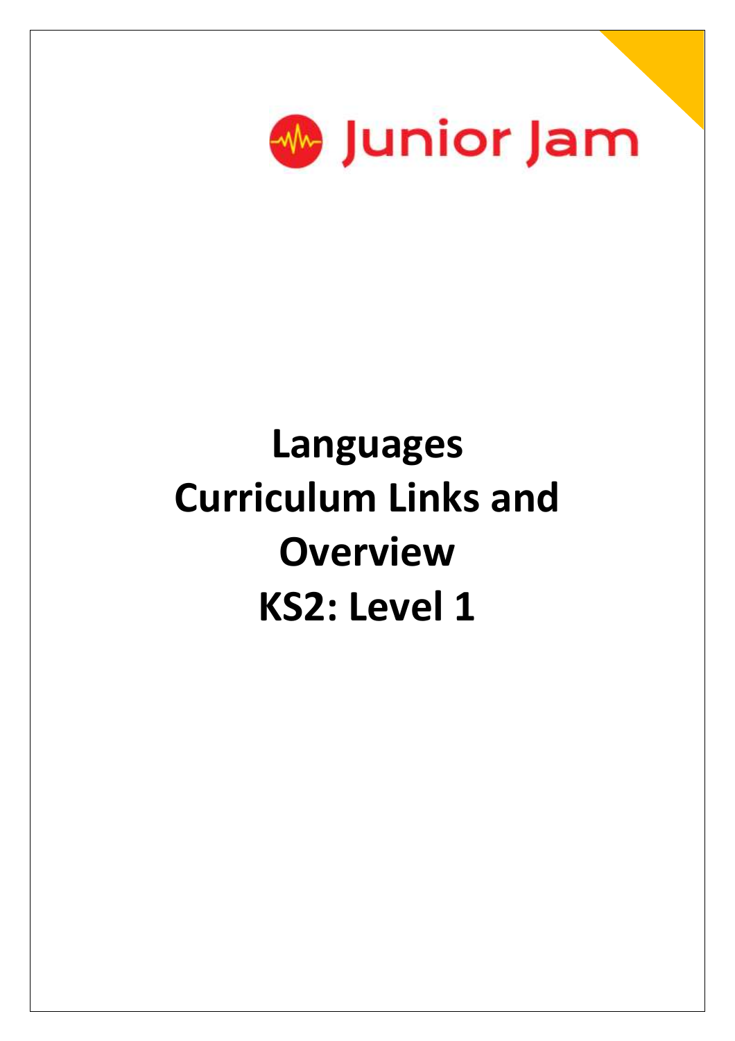Junior Jam

# Languages Curriculum Links and Overview KS2: Level 1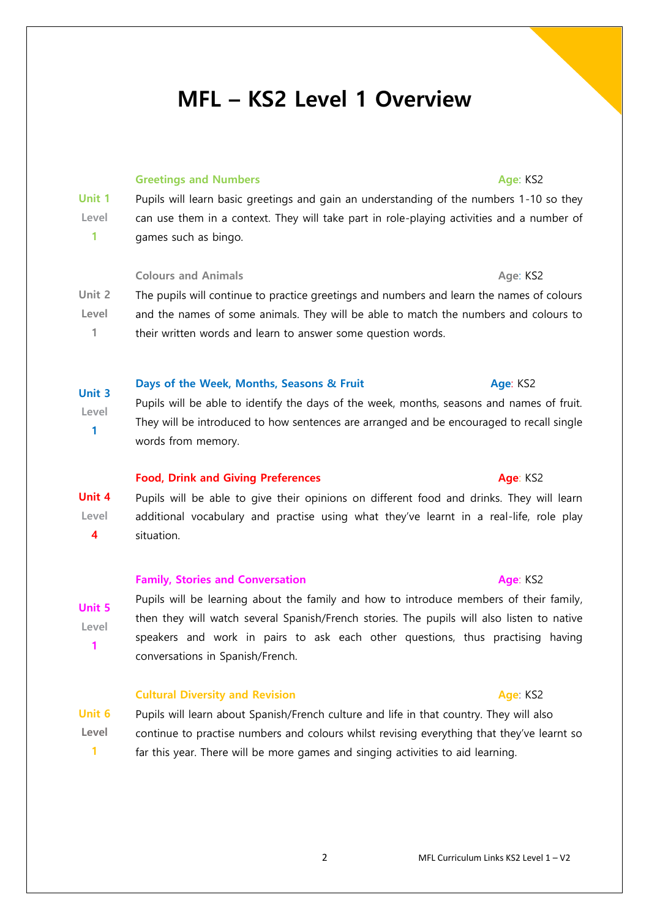# MFL – KS2 Level 1 Overview

**Unit 1**
**Level 1**

### Greetings and Numbers

**Age**: KS2

Pupils will learn basic greetings and gain an understanding of the numbers 1-10 so they can use them in a context. They will take part in role-playing activities and a number of games such as bingo.

**Unit 2**
**Level 1**

### Colours and Animals

**Age**: KS2

The pupils will continue to practice greetings and numbers and learn the names of colours and the names of some animals. They will be able to match the numbers and colours to their written words and learn to answer some question words.

**Unit 3**
**Level 1**

### Days of the Week, Months, Seasons & Fruit

**Age**: KS2

Pupils will be able to identify the days of the week, months, seasons and names of fruit. They will be introduced to how sentences are arranged and be encouraged to recall single words from memory.

**Unit 4**
**Level 4**

### Food, Drink and Giving Preferences

**Age**: KS2

Pupils will be able to give their opinions on different food and drinks. They will learn additional vocabulary and practise using what they've learnt in a real-life, role play situation.

**Unit 5**
**Level 1**

### Family, Stories and Conversation

**Age**: KS2

Pupils will be learning about the family and how to introduce members of their family, then they will watch several Spanish/French stories. The pupils will also listen to native speakers and work in pairs to ask each other questions, thus practising having conversations in Spanish/French.

**Unit 6**
**Level 1**

### Cultural Diversity and Revision

**Age**: KS2

Pupils will learn about Spanish/French culture and life in that country. They will also continue to practise numbers and colours whilst revising everything that they've learnt so far this year. There will be more games and singing activities to aid learning.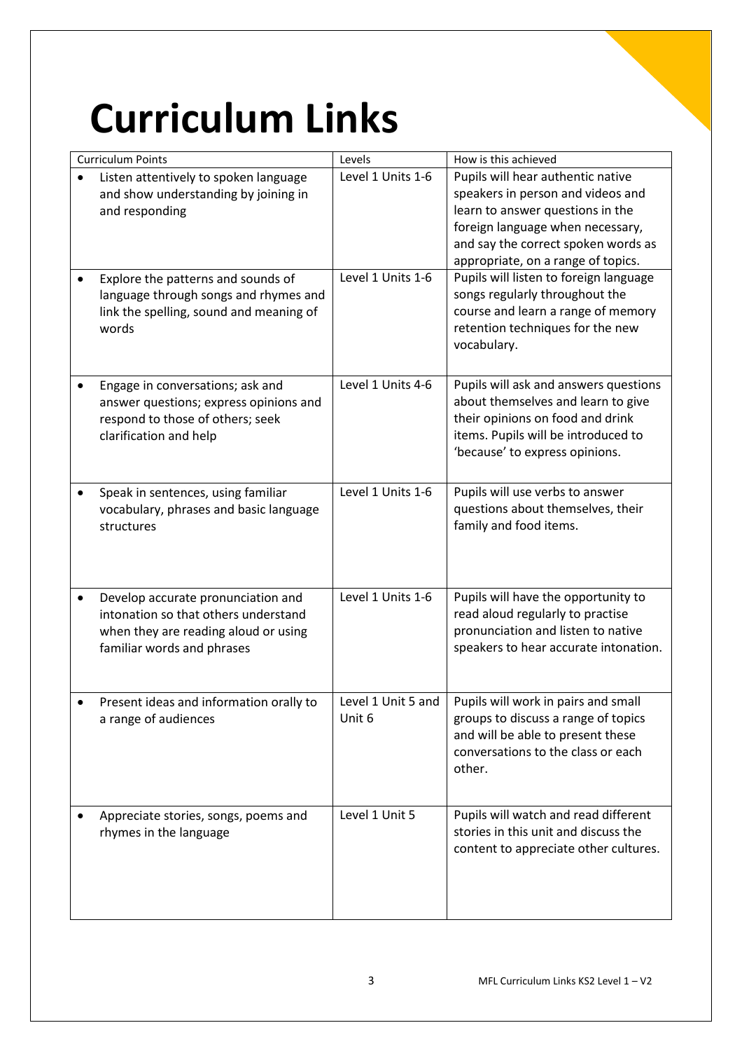# Curriculum Links

| Curriculum Points | Levels | How is this achieved |
|---|---|---|
| • Listen attentively to spoken language and show understanding by joining in and responding | Level 1 Units 1-6 | Pupils will hear authentic native speakers in person and videos and learn to answer questions in the foreign language when necessary, and say the correct spoken words as appropriate, on a range of topics. |
| • Explore the patterns and sounds of language through songs and rhymes and link the spelling, sound and meaning of words | Level 1 Units 1-6 | Pupils will listen to foreign language songs regularly throughout the course and learn a range of memory retention techniques for the new vocabulary. |
| • Engage in conversations; ask and answer questions; express opinions and respond to those of others; seek clarification and help | Level 1 Units 4-6 | Pupils will ask and answers questions about themselves and learn to give their opinions on food and drink items. Pupils will be introduced to 'because' to express opinions. |
| • Speak in sentences, using familiar vocabulary, phrases and basic language structures | Level 1 Units 1-6 | Pupils will use verbs to answer questions about themselves, their family and food items. |
| • Develop accurate pronunciation and intonation so that others understand when they are reading aloud or using familiar words and phrases | Level 1 Units 1-6 | Pupils will have the opportunity to read aloud regularly to practise pronunciation and listen to native speakers to hear accurate intonation. |
| • Present ideas and information orally to a range of audiences | Level 1 Unit 5 and Unit 6 | Pupils will work in pairs and small groups to discuss a range of topics and will be able to present these conversations to the class or each other. |
| • Appreciate stories, songs, poems and rhymes in the language | Level 1 Unit 5 | Pupils will watch and read different stories in this unit and discuss the content to appreciate other cultures. |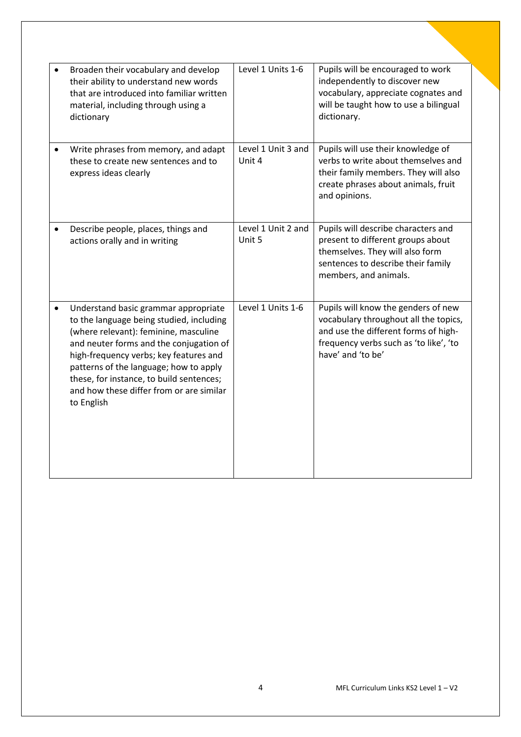| | | |
|---|---|---|
| • Broaden their vocabulary and develop their ability to understand new words that are introduced into familiar written material, including through using a dictionary | Level 1 Units 1-6 | Pupils will be encouraged to work independently to discover new vocabulary, appreciate cognates and will be taught how to use a bilingual dictionary. |
| • Write phrases from memory, and adapt these to create new sentences and to express ideas clearly | Level 1 Unit 3 and Unit 4 | Pupils will use their knowledge of verbs to write about themselves and their family members. They will also create phrases about animals, fruit and opinions. |
| • Describe people, places, things and actions orally and in writing | Level 1 Unit 2 and Unit 5 | Pupils will describe characters and present to different groups about themselves. They will also form sentences to describe their family members, and animals. |
| • Understand basic grammar appropriate to the language being studied, including (where relevant): feminine, masculine and neuter forms and the conjugation of high-frequency verbs; key features and patterns of the language; how to apply these, for instance, to build sentences; and how these differ from or are similar to English | Level 1 Units 1-6 | Pupils will know the genders of new vocabulary throughout all the topics, and use the different forms of high-frequency verbs such as 'to like', 'to have' and 'to be' |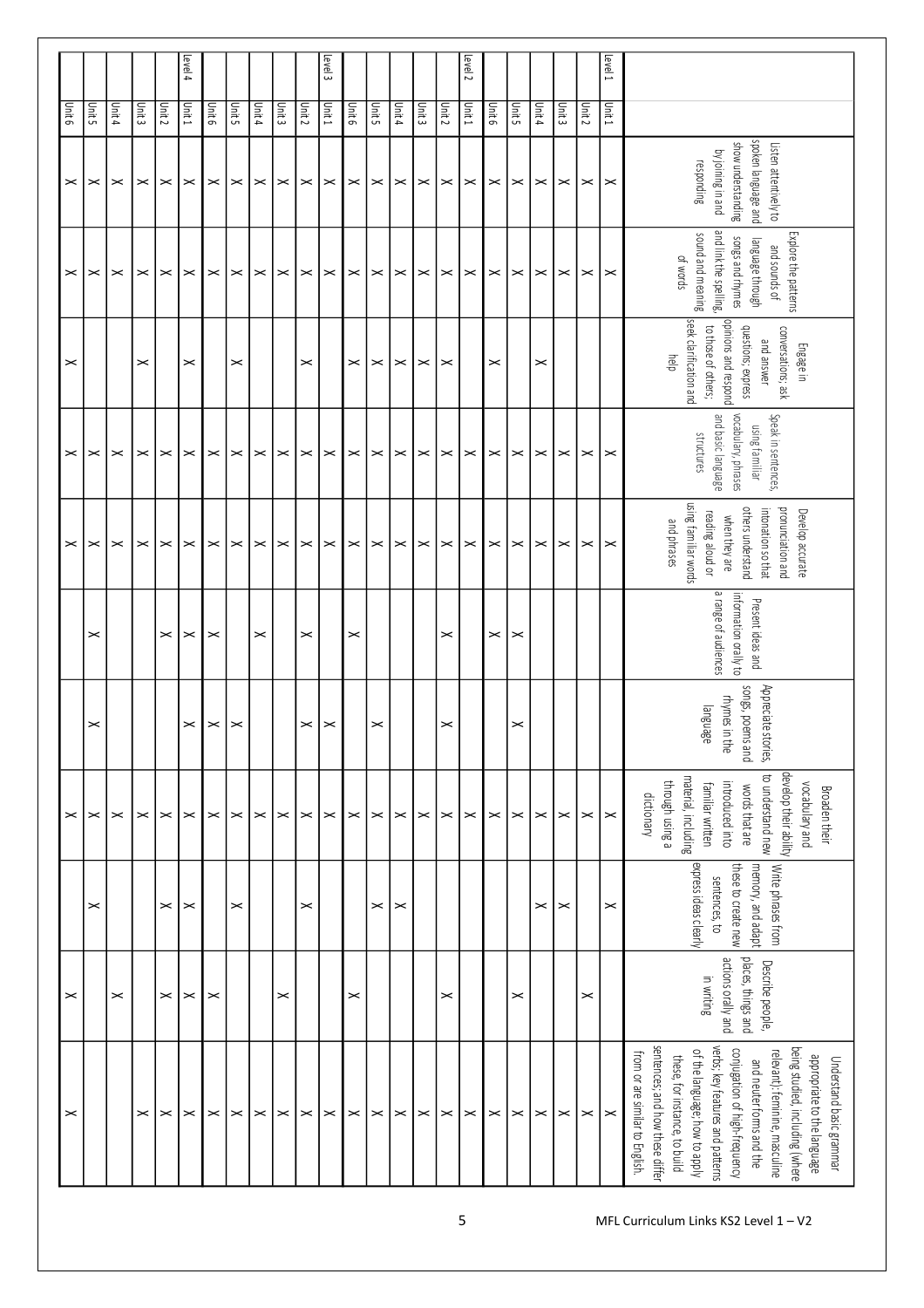| | | Listen attentively to spoken language and show understanding by joining in and responding | Explore the patterns and sounds of language through songs and rhymes and link the spelling, sound and meaning of words | Engage in conversations; ask and answer questions; express opinions and respond to those of others; seek clarification and help | Speak in sentences, using familiar vocabulary, phrases and basic language structures | Develop accurate pronunciation and intonation so that others understand when they are reading aloud or using familiar words and phrases | Present ideas and information orally to a range of audiences | Appreciate stories, songs, poems and rhymes in the language | Broaden their vocabulary and develop their ability to understand new words that are introduced into familiar written material, including through using a dictionary | Write phrases from memory, and adapt these to create new sentences, to express ideas clearly | Describe people, places, things and actions orally and in writing | Understand basic grammar appropriate to the language being studied, including (where relevant): feminine, masculine and neuter forms and the conjugation of high-frequency verbs; key features and patterns of the language; how to apply these, for instance, to build sentences; and how these differ from or are similar to English. |
|---|---|---|---|---|---|---|---|---|---|---|---|---|
| Level 1 | Unit 1 | X | X | | X | X | | | X | X | | X |
| | Unit 2 | X | X | | X | X | | | X | | X | X |
| | Unit 3 | X | X | | X | X | | | X | X | | X |
| | Unit 4 | X | X | X | X | X | | | X | X | | X |
| | Unit 5 | X | X | | X | X | X | X | X | | X | X |
| | Unit 6 | X | X | X | X | X | X | | X | | | X |
| Level 2 | Unit 1 | X | X | | X | X | | | X | | | X |
| | Unit 2 | X | X | X | X | X | X | X | X | | X | X |
| | Unit 3 | X | X | X | X | X | | | X | | | X |
| | Unit 4 | X | X | X | X | X | | | X | X | | X |
| | Unit 5 | X | X | X | X | X | | X | X | X | | X |
| | Unit 6 | X | X | X | X | X | X | | X | | X | X |
| Level 3 | Unit 1 | X | X | | X | X | | X | X | | | X |
| | Unit 2 | X | X | X | X | X | X | X | X | X | | X |
| | Unit 3 | X | X | | X | X | | | X | | X | X |
| | Unit 4 | X | X | | X | X | X | | X | | | X |
| | Unit 5 | X | X | X | X | X | | X | X | X | | X |
| | Unit 6 | X | X | | X | X | X | X | X | | X | X |
| Level 4 | Unit 1 | X | X | X | X | X | X | X | X | X | X | X |
| | Unit 2 | X | X | | X | X | X | | X | X | X | X |
| | Unit 3 | X | X | X | X | X | | | X | | | X |
| | Unit 4 | X | X | | X | X | | | X | | X | |
| | Unit 5 | X | X | | X | X | X | X | X | X | | |
| | Unit 6 | X | X | X | X | X | | | X | | X | X |